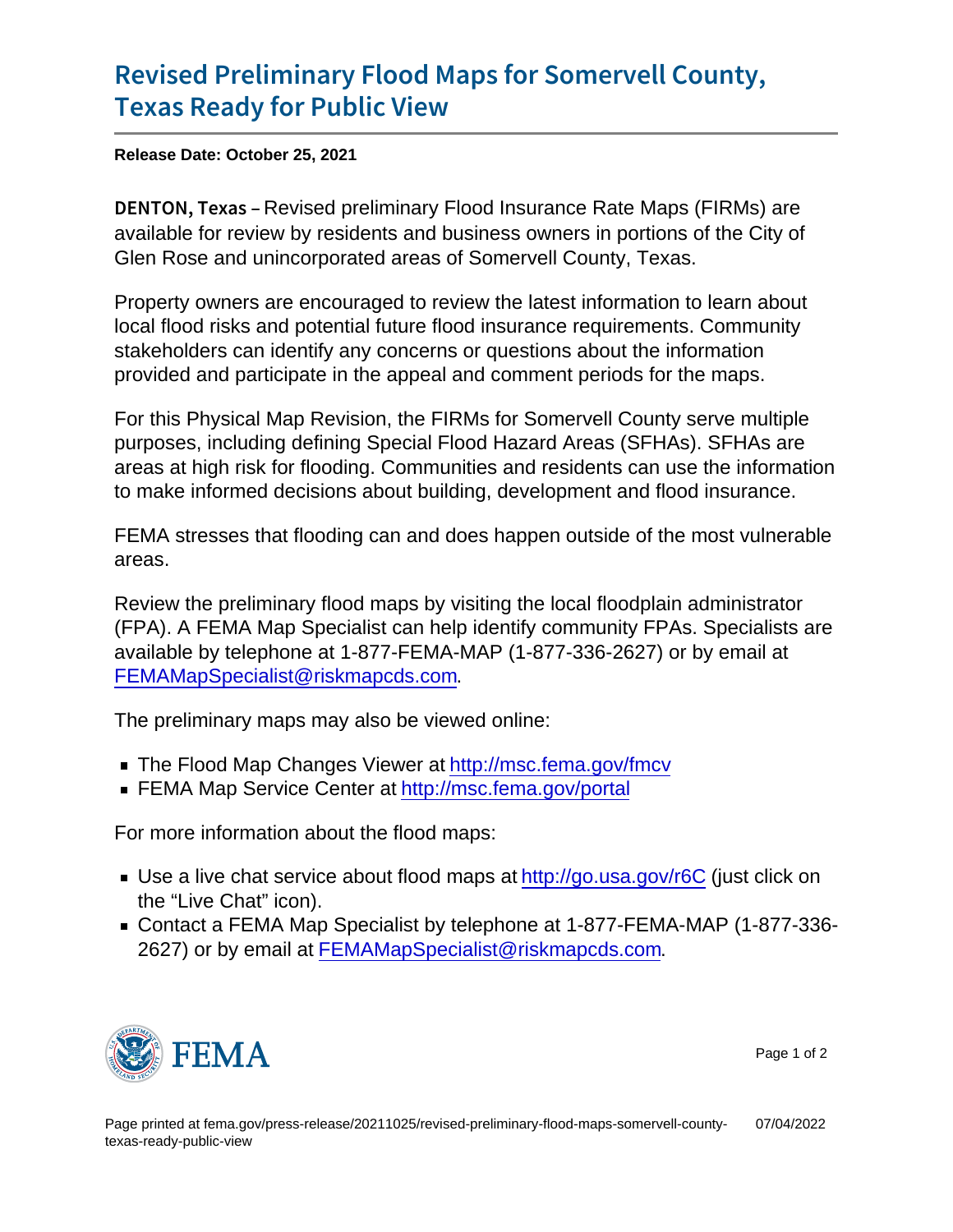# Revised Preliminary Flood Maps for Somervell County, Texas Ready for Public View

**Release Date: October 25, 2021**

**DENTON, Texas** – Revised preliminary Flood Insurance Rate Maps (FIRMs) are available for review by residents and business owners in portions of the City of Glen Rose and unincorporated areas of Somervell County, Texas.

Property owners are encouraged to review the latest information to learn about local flood risks and potential future flood insurance requirements. Community stakeholders can identify any concerns or questions about the information provided and participate in the appeal and comment periods for the maps.

For this Physical Map Revision, the FIRMs for Somervell County serve multiple purposes, including defining Special Flood Hazard Areas (SFHAs). SFHAs are areas at high risk for flooding. Communities and residents can use the information to make informed decisions about building, development and flood insurance.

FEMA stresses that flooding can and does happen outside of the most vulnerable areas.

Review the preliminary flood maps by visiting the local floodplain administrator (FPA). A FEMA Map Specialist can help identify community FPAs. Specialists are available by telephone at 1-877-FEMA-MAP (1-877-336-2627) or by email at FEMAMapSpecialist@riskmapcds.com.

The preliminary maps may also be viewed online:

- The Flood Map Changes Viewer at http://msc.fema.gov/fmcv
- FEMA Map Service Center at http://msc.fema.gov/portal

For more information about the flood maps:

- Use a live chat service about flood maps at http://go.usa.gov/r6C (just click on the "Live Chat" icon).
- Contact a FEMA Map Specialist by telephone at 1-877-FEMA-MAP (1-877-336-2627) or by email at FEMAMapSpecialist@riskmapcds.com.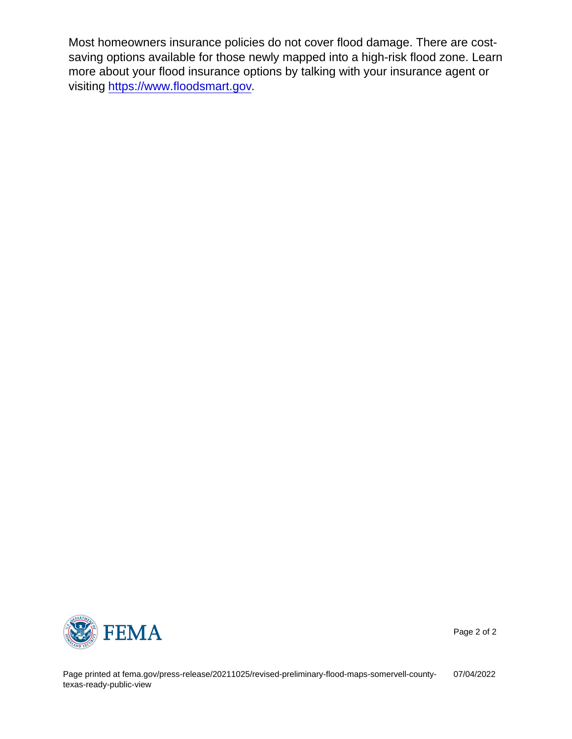Most homeowners insurance policies do not cover flood damage. There are cost-saving options available for those newly mapped into a high-risk flood zone. Learn more about your flood insurance options by talking with your insurance agent or visiting https://www.floodsmart.gov.